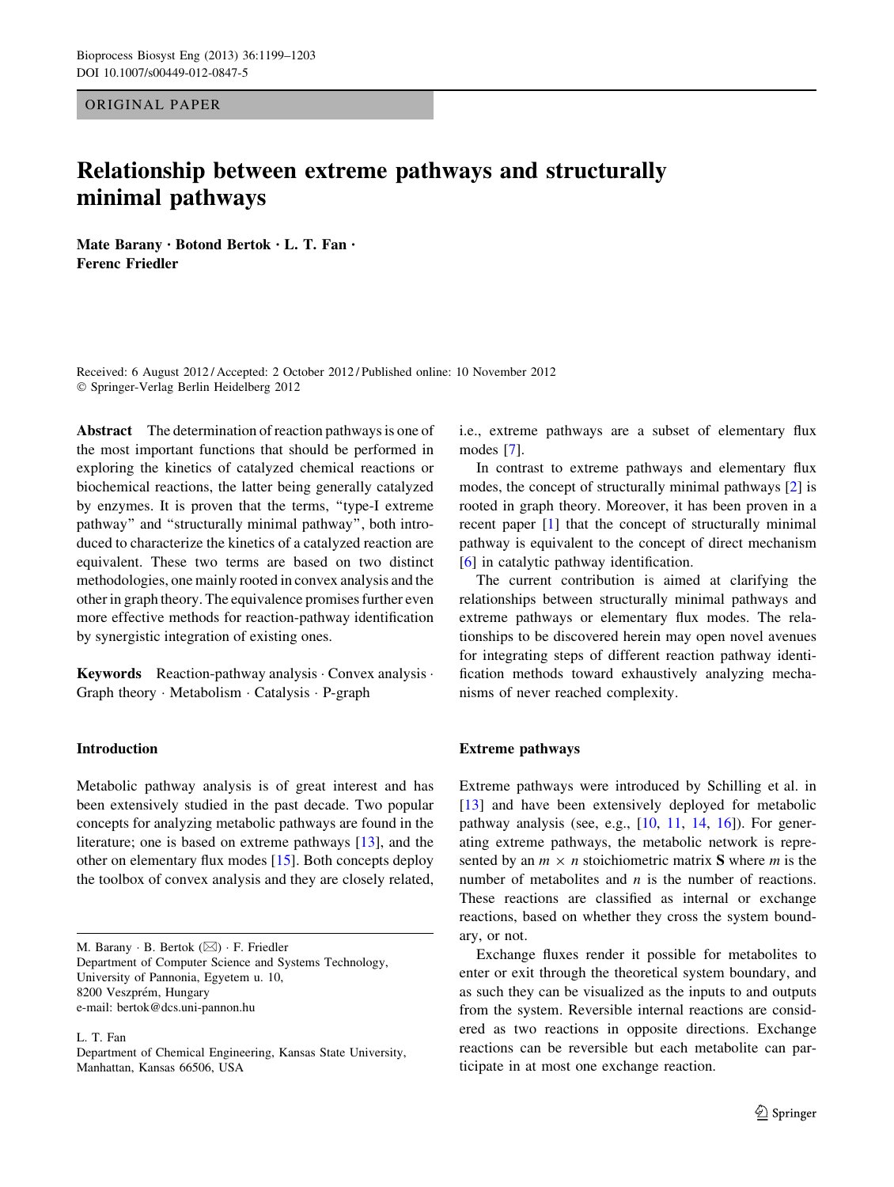ORIGINAL PAPER

# Relationship between extreme pathways and structurally minimal pathways

**Mate Barany · Botond Bertok · L. T. Fan · Ferenc Friedler**

Received: 6 August 2012 / Accepted: 2 October 2012 / Published online: 10 November 2012
© Springer-Verlag Berlin Heidelberg 2012

**Abstract** The determination of reaction pathways is one of the most important functions that should be performed in exploring the kinetics of catalyzed chemical reactions or biochemical reactions, the latter being generally catalyzed by enzymes. It is proven that the terms, "type-I extreme pathway" and "structurally minimal pathway", both introduced to characterize the kinetics of a catalyzed reaction are equivalent. These two terms are based on two distinct methodologies, one mainly rooted in convex analysis and the other in graph theory. The equivalence promises further even more effective methods for reaction-pathway identification by synergistic integration of existing ones.

**Keywords** Reaction-pathway analysis · Convex analysis · Graph theory · Metabolism · Catalysis · P-graph

M. Barany · B. Bertok (✉) · F. Friedler
Department of Computer Science and Systems Technology, University of Pannonia, Egyetem u. 10, 8200 Veszprém, Hungary
e-mail: bertok@dcs.uni-pannon.hu

L. T. Fan
Department of Chemical Engineering, Kansas State University, Manhattan, Kansas 66506, USA

## Introduction

Metabolic pathway analysis is of great interest and has been extensively studied in the past decade. Two popular concepts for analyzing metabolic pathways are found in the literature; one is based on extreme pathways [13], and the other on elementary flux modes [15]. Both concepts deploy the toolbox of convex analysis and they are closely related, i.e., extreme pathways are a subset of elementary flux modes [7].

In contrast to extreme pathways and elementary flux modes, the concept of structurally minimal pathways [2] is rooted in graph theory. Moreover, it has been proven in a recent paper [1] that the concept of structurally minimal pathway is equivalent to the concept of direct mechanism [6] in catalytic pathway identification.

The current contribution is aimed at clarifying the relationships between structurally minimal pathways and extreme pathways or elementary flux modes. The relationships to be discovered herein may open novel avenues for integrating steps of different reaction pathway identification methods toward exhaustively analyzing mechanisms of never reached complexity.

## Extreme pathways

Extreme pathways were introduced by Schilling et al. in [13] and have been extensively deployed for metabolic pathway analysis (see, e.g., [10, 11, 14, 16]). For generating extreme pathways, the metabolic network is represented by an $m \times n$ stoichiometric matrix $\mathbf{S}$ where $m$ is the number of metabolites and $n$ is the number of reactions. These reactions are classified as internal or exchange reactions, based on whether they cross the system boundary, or not.

Exchange fluxes render it possible for metabolites to enter or exit through the theoretical system boundary, and as such they can be visualized as the inputs to and outputs from the system. Reversible internal reactions are considered as two reactions in opposite directions. Exchange reactions can be reversible but each metabolite can participate in at most one exchange reaction.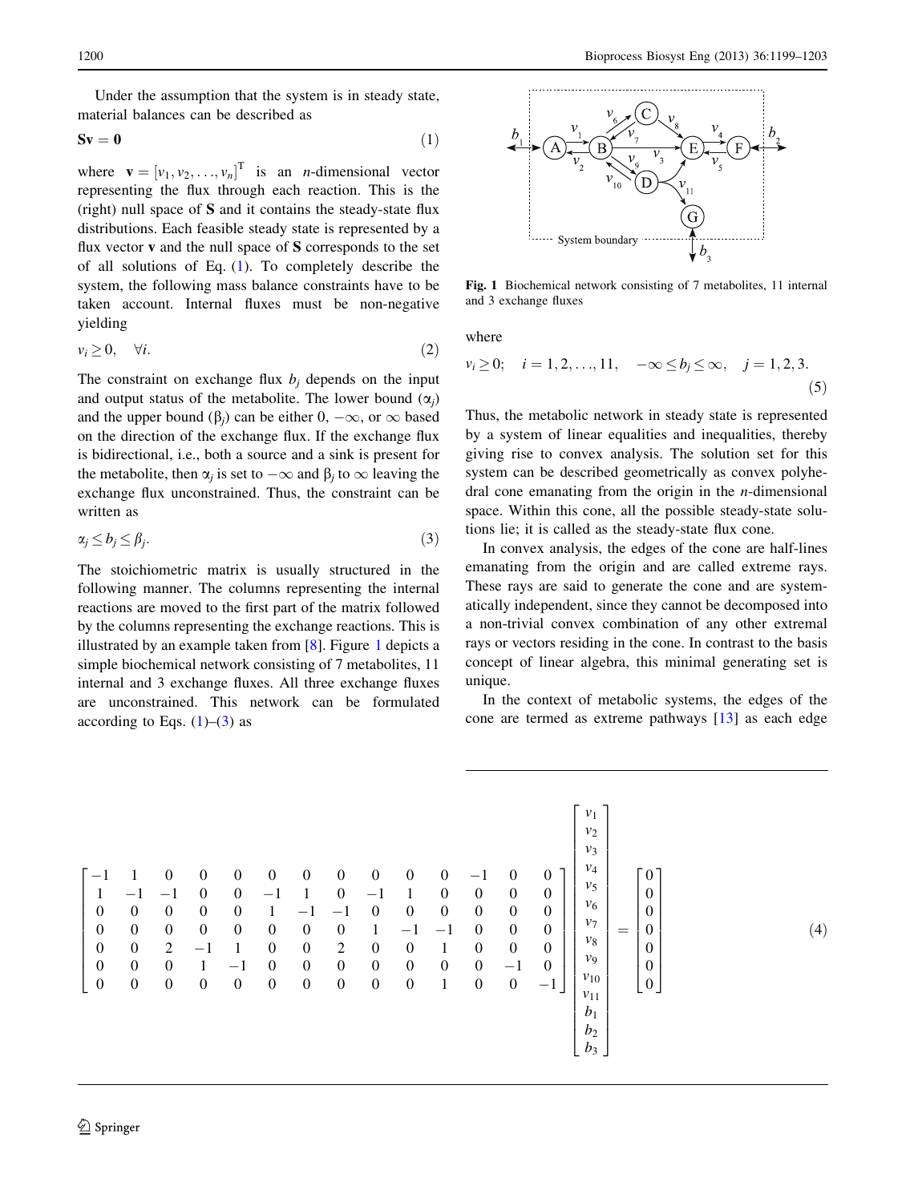Under the assumption that the system is in steady state, material balances can be described as

$$\mathbf{S}\mathbf{v} = \mathbf{0} \tag{1}$$

where $\mathbf{v} = [v_1, v_2, \ldots, v_n]^{\mathrm{T}}$ is an $n$-dimensional vector representing the flux through each reaction. This is the (right) null space of $\mathbf{S}$ and it contains the steady-state flux distributions. Each feasible steady state is represented by a flux vector $\mathbf{v}$ and the null space of $\mathbf{S}$ corresponds to the set of all solutions of Eq. (1). To completely describe the system, the following mass balance constraints have to be taken account. Internal fluxes must be non-negative yielding

$$v_i \geq 0, \quad \forall i. \tag{2}$$

The constraint on exchange flux $b_j$ depends on the input and output status of the metabolite. The lower bound ($\alpha_j$) and the upper bound ($\beta_j$) can be either 0, $-\infty$, or $\infty$ based on the direction of the exchange flux. If the exchange flux is bidirectional, i.e., both a source and a sink is present for the metabolite, then $\alpha_j$ is set to $-\infty$ and $\beta_j$ to $\infty$ leaving the exchange flux unconstrained. Thus, the constraint can be written as

$$\alpha_j \leq b_j \leq \beta_j. \tag{3}$$

The stoichiometric matrix is usually structured in the following manner. The columns representing the internal reactions are moved to the first part of the matrix followed by the columns representing the exchange reactions. This is illustrated by an example taken from [8]. Figure 1 depicts a simple biochemical network consisting of 7 metabolites, 11 internal and 3 exchange fluxes. All three exchange fluxes are unconstrained. This network can be formulated according to Eqs. (1)–(3) as

Fig. 1 Biochemical network consisting of 7 metabolites, 11 internal and 3 exchange fluxes

$$\begin{bmatrix} -1 & 1 & 0 & 0 & 0 & 0 & 0 & 0 & 0 & 0 & 0 & -1 & 0 & 0 \\ 1 & -1 & -1 & 0 & 0 & -1 & 1 & 0 & -1 & 1 & 0 & 0 & 0 & 0 \\ 0 & 0 & 0 & 0 & 0 & 1 & -1 & -1 & 0 & 0 & 0 & 0 & 0 & 0 \\ 0 & 0 & 0 & 0 & 0 & 0 & 0 & 0 & 1 & -1 & -1 & 0 & 0 & 0 \\ 0 & 0 & 2 & -1 & 1 & 0 & 0 & 2 & 0 & 0 & 1 & 0 & 0 & 0 \\ 0 & 0 & 0 & 1 & -1 & 0 & 0 & 0 & 0 & 0 & 0 & 0 & -1 & 0 \\ 0 & 0 & 0 & 0 & 0 & 0 & 0 & 0 & 0 & 0 & 1 & 0 & 0 & -1 \end{bmatrix} \begin{bmatrix} v_1 \\ v_2 \\ v_3 \\ v_4 \\ v_5 \\ v_6 \\ v_7 \\ v_8 \\ v_9 \\ v_{10} \\ v_{11} \\ b_1 \\ b_2 \\ b_3 \end{bmatrix} = \begin{bmatrix} 0 \\ 0 \\ 0 \\ 0 \\ 0 \\ 0 \\ 0 \end{bmatrix} \tag{4}$$

where

$$v_i \geq 0; \quad i = 1, 2, \ldots, 11, \quad -\infty \leq b_j \leq \infty, \quad j = 1, 2, 3. \tag{5}$$

Thus, the metabolic network in steady state is represented by a system of linear equalities and inequalities, thereby giving rise to convex analysis. The solution set for this system can be described geometrically as convex polyhedral cone emanating from the origin in the $n$-dimensional space. Within this cone, all the possible steady-state solutions lie; it is called as the steady-state flux cone.

In convex analysis, the edges of the cone are half-lines emanating from the origin and are called extreme rays. These rays are said to generate the cone and are systematically independent, since they cannot be decomposed into a non-trivial convex combination of any other extremal rays or vectors residing in the cone. In contrast to the basis concept of linear algebra, this minimal generating set is unique.

In the context of metabolic systems, the edges of the cone are termed as extreme pathways [13] as each edge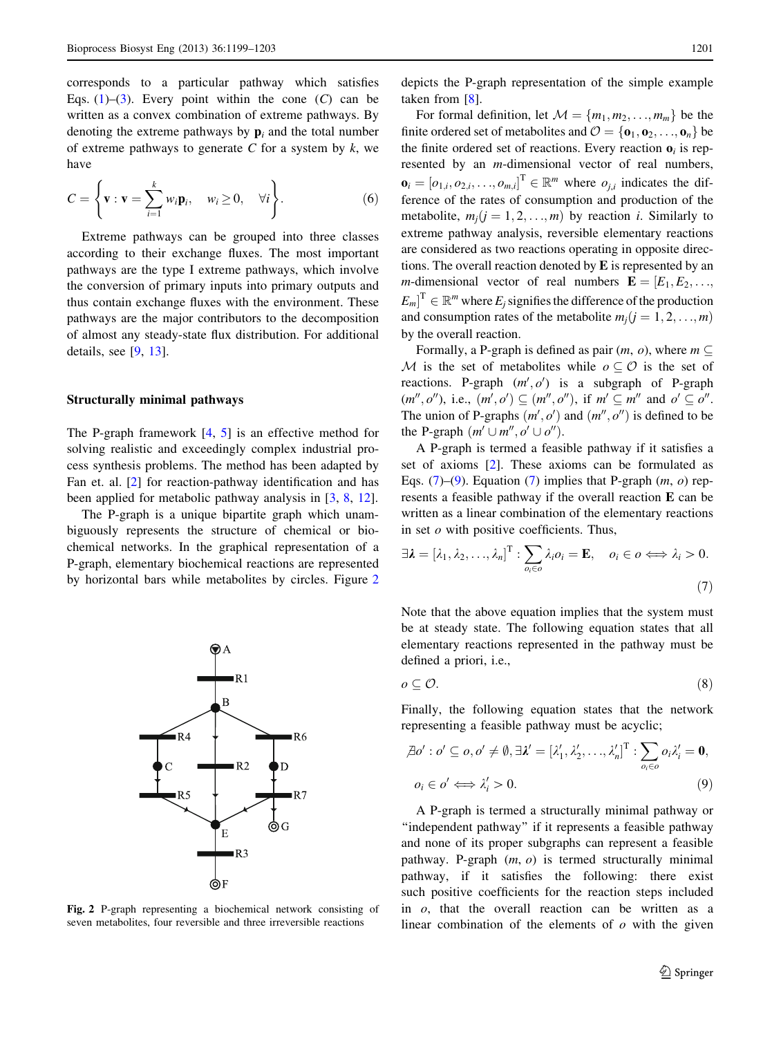corresponds to a particular pathway which satisfies Eqs. (1)–(3). Every point within the cone ($C$) can be written as a convex combination of extreme pathways. By denoting the extreme pathways by $\mathbf{p}_i$ and the total number of extreme pathways to generate $C$ for a system by $k$, we have

$$C = \left\{ \mathbf{v} : \mathbf{v} = \sum_{i=1}^{k} w_i \mathbf{p}_i, \quad w_i \geq 0, \quad \forall i \right\}. \tag{6}$$

Extreme pathways can be grouped into three classes according to their exchange fluxes. The most important pathways are the type I extreme pathways, which involve the conversion of primary inputs into primary outputs and thus contain exchange fluxes with the environment. These pathways are the major contributors to the decomposition of almost any steady-state flux distribution. For additional details, see [9, 13].

### Structurally minimal pathways

The P-graph framework [4, 5] is an effective method for solving realistic and exceedingly complex industrial process synthesis problems. The method has been adapted by Fan et. al. [2] for reaction-pathway identification and has been applied for metabolic pathway analysis in [3, 8, 12].

The P-graph is a unique bipartite graph which unambiguously represents the structure of chemical or biochemical networks. In the graphical representation of a P-graph, elementary biochemical reactions are represented by horizontal bars while metabolites by circles. Figure 2 depicts the P-graph representation of the simple example taken from [8].

**Fig. 2** P-graph representing a biochemical network consisting of seven metabolites, four reversible and three irreversible reactions

For formal definition, let $\mathcal{M} = \{m_1, m_2, \ldots, m_m\}$ be the finite ordered set of metabolites and $\mathcal{O} = \{\mathbf{o}_1, \mathbf{o}_2, \ldots, \mathbf{o}_n\}$ be the finite ordered set of reactions. Every reaction $\mathbf{o}_i$ is represented by an $m$-dimensional vector of real numbers, $\mathbf{o}_i = [o_{1,i}, o_{2,i}, \ldots, o_{m,i}]^{\mathrm{T}} \in \mathbb{R}^m$ where $o_{j,i}$ indicates the difference of the rates of consumption and production of the metabolite, $m_j (j = 1, 2, \ldots, m)$ by reaction $i$. Similarly to extreme pathway analysis, reversible elementary reactions are considered as two reactions operating in opposite directions. The overall reaction denoted by $\mathbf{E}$ is represented by an $m$-dimensional vector of real numbers $\mathbf{E} = [E_1, E_2, \ldots, E_m]^{\mathrm{T}} \in \mathbb{R}^m$ where $E_j$ signifies the difference of the production and consumption rates of the metabolite $m_j (j = 1, 2, \ldots, m)$ by the overall reaction.

Formally, a P-graph is defined as pair $(m, o)$, where $m \subseteq \mathcal{M}$ is the set of metabolites while $o \subseteq \mathcal{O}$ is the set of reactions. P-graph $(m', o')$ is a subgraph of P-graph $(m'', o'')$, i.e., $(m', o') \subseteq (m'', o'')$, if $m' \subseteq m''$ and $o' \subseteq o''$. The union of P-graphs $(m', o')$ and $(m'', o'')$ is defined to be the P-graph $(m' \cup m'', o' \cup o'')$.

A P-graph is termed a feasible pathway if it satisfies a set of axioms [2]. These axioms can be formulated as Eqs. (7)–(9). Equation (7) implies that P-graph ($m$, $o$) represents a feasible pathway if the overall reaction $\mathbf{E}$ can be written as a linear combination of the elementary reactions in set $o$ with positive coefficients. Thus,

$$\exists \boldsymbol{\lambda} = [\lambda_1, \lambda_2, \ldots, \lambda_n]^{\mathrm{T}} : \sum_{o_i \in o} \lambda_i o_i = \mathbf{E}, \quad o_i \in o \Longleftrightarrow \lambda_i > 0. \tag{7}$$

Note that the above equation implies that the system must be at steady state. The following equation states that all elementary reactions represented in the pathway must be defined a priori, i.e.,

$$o \subseteq \mathcal{O}. \tag{8}$$

Finally, the following equation states that the network representing a feasible pathway must be acyclic;

$$\nexists o' : o' \subseteq o, o' \neq \emptyset, \exists \boldsymbol{\lambda}' = [\lambda'_1, \lambda'_2, \ldots, \lambda'_n]^{\mathrm{T}} : \sum_{o_i \in o} o_i \lambda'_i = \mathbf{0},$$
$$o_i \in o' \Longleftrightarrow \lambda'_i > 0. \tag{9}$$

A P-graph is termed a structurally minimal pathway or "independent pathway" if it represents a feasible pathway and none of its proper subgraphs can represent a feasible pathway. P-graph ($m$, $o$) is termed structurally minimal pathway, if it satisfies the following: there exist such positive coefficients for the reaction steps included in $o$, that the overall reaction can be written as a linear combination of the elements of $o$ with the given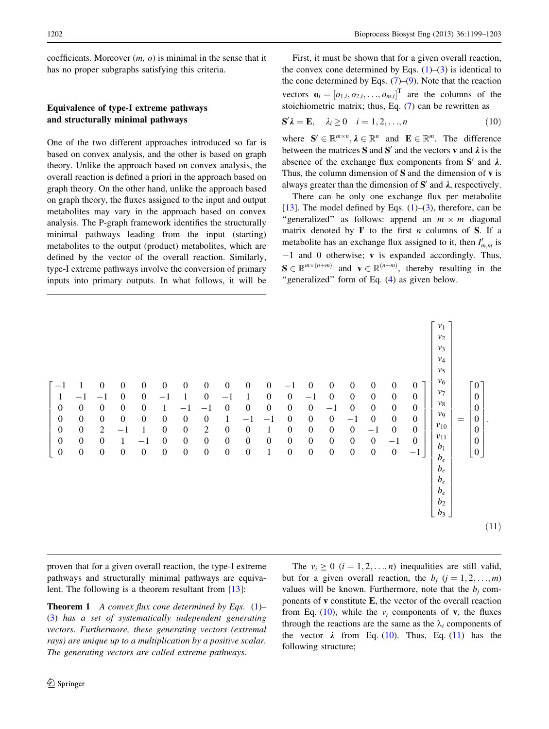coefficients. Moreover $(m, o)$ is minimal in the sense that it has no proper subgraphs satisfying this criteria.

## Equivalence of type-I extreme pathways and structurally minimal pathways

One of the two different approaches introduced so far is based on convex analysis, and the other is based on graph theory. Unlike the approach based on convex analysis, the overall reaction is defined a priori in the approach based on graph theory. On the other hand, unlike the approach based on graph theory, the fluxes assigned to the input and output metabolites may vary in the approach based on convex analysis. The P-graph framework identifies the structurally minimal pathways leading from the input (starting) metabolites to the output (product) metabolites, which are defined by the vector of the overall reaction. Similarly, type-I extreme pathways involve the conversion of primary inputs into primary outputs. In what follows, it will be proven that for a given overall reaction, the type-I extreme pathways and structurally minimal pathways are equivalent. The following is a theorem resultant from [13]:

**Theorem 1** *A convex flux cone determined by Eqs. (1)–(3) has a set of systematically independent generating vectors. Furthermore, these generating vectors (extremal rays) are unique up to a multiplication by a positive scalar. The generating vectors are called extreme pathways.*

First, it must be shown that for a given overall reaction, the convex cone determined by Eqs. (1)–(3) is identical to the cone determined by Eqs. (7)–(9). Note that the reaction vectors $\mathbf{o}_i = [o_{1,i}, o_{2,i}, \ldots, o_{m,i}]^{\mathrm{T}}$ are the columns of the stoichiometric matrix; thus, Eq. (7) can be rewritten as

$$\mathbf{S}'\boldsymbol{\lambda} = \mathbf{E}, \quad \lambda_i \geq 0 \quad i = 1, 2, \ldots, n \tag{10}$$

where $\mathbf{S}' \in \mathbb{R}^{m \times n}$, $\boldsymbol{\lambda} \in \mathbb{R}^{n}$ and $\mathbf{E} \in \mathbb{R}^{m}$. The difference between the matrices $\mathbf{S}$ and $\mathbf{S}'$ and the vectors $\mathbf{v}$ and $\boldsymbol{\lambda}$ is the absence of the exchange flux components from $\mathbf{S}'$ and $\boldsymbol{\lambda}$. Thus, the column dimension of $\mathbf{S}$ and the dimension of $\mathbf{v}$ is always greater than the dimension of $\mathbf{S}'$ and $\boldsymbol{\lambda}$, respectively.

There can be only one exchange flux per metabolite [13]. The model defined by Eqs. (1)–(3), therefore, can be "generalized" as follows: append an $m \times m$ diagonal matrix denoted by $\mathbf{I}'$ to the first $n$ columns of $\mathbf{S}$. If a metabolite has an exchange flux assigned to it, then $I'_{m,m}$ is $-1$ and 0 otherwise; $\mathbf{v}$ is expanded accordingly. Thus, $\mathbf{S} \in \mathbb{R}^{m \times (n+m)}$ and $\mathbf{v} \in \mathbb{R}^{(n+m)}$, thereby resulting in the "generalized" form of Eq. (4) as given below.

$$\begin{bmatrix} -1 & 1 & 0 & 0 & 0 & 0 & 0 & 0 & 0 & 0 & 0 & -1 & 0 & 0 & 0 & 0 & 0 & 0 \\ 1 & -1 & -1 & 0 & 0 & -1 & 1 & 0 & -1 & 1 & 0 & 0 & -1 & 0 & 0 & 0 & 0 & 0 \\ 0 & 0 & 0 & 0 & 0 & 1 & -1 & -1 & 0 & 0 & 0 & 0 & 0 & -1 & 0 & 0 & 0 & 0 \\ 0 & 0 & 0 & 0 & 0 & 0 & 0 & 0 & 1 & -1 & -1 & 0 & 0 & 0 & -1 & 0 & 0 & 0 \\ 0 & 0 & 2 & -1 & 1 & 0 & 0 & 2 & 0 & 0 & 1 & 0 & 0 & 0 & 0 & -1 & 0 & 0 \\ 0 & 0 & 0 & 1 & -1 & 0 & 0 & 0 & 0 & 0 & 0 & 0 & 0 & 0 & 0 & 0 & -1 & 0 \\ 0 & 0 & 0 & 0 & 0 & 0 & 0 & 0 & 0 & 0 & 1 & 0 & 0 & 0 & 0 & 0 & 0 & -1 \end{bmatrix} \begin{bmatrix} v_1 \\ v_2 \\ v_3 \\ v_4 \\ v_5 \\ v_6 \\ v_7 \\ v_8 \\ v_9 \\ v_{10} \\ v_{11} \\ b_1 \\ b_e \\ b_e \\ b_e \\ b_e \\ b_2 \\ b_3 \end{bmatrix} = \begin{bmatrix} 0 \\ 0 \\ 0 \\ 0 \\ 0 \\ 0 \\ 0 \end{bmatrix}. \tag{11}$$

The $v_i \geq 0$ $(i = 1, 2, \ldots, n)$ inequalities are still valid, but for a given overall reaction, the $b_j$ $(j = 1, 2, \ldots, m)$ values will be known. Furthermore, note that the $b_j$ components of $\mathbf{v}$ constitute $\mathbf{E}$, the vector of the overall reaction from Eq. (10), while the $v_i$ components of $\mathbf{v}$, the fluxes through the reactions are the same as the $\lambda_i$ components of the vector $\boldsymbol{\lambda}$ from Eq. (10). Thus, Eq. (11) has the following structure;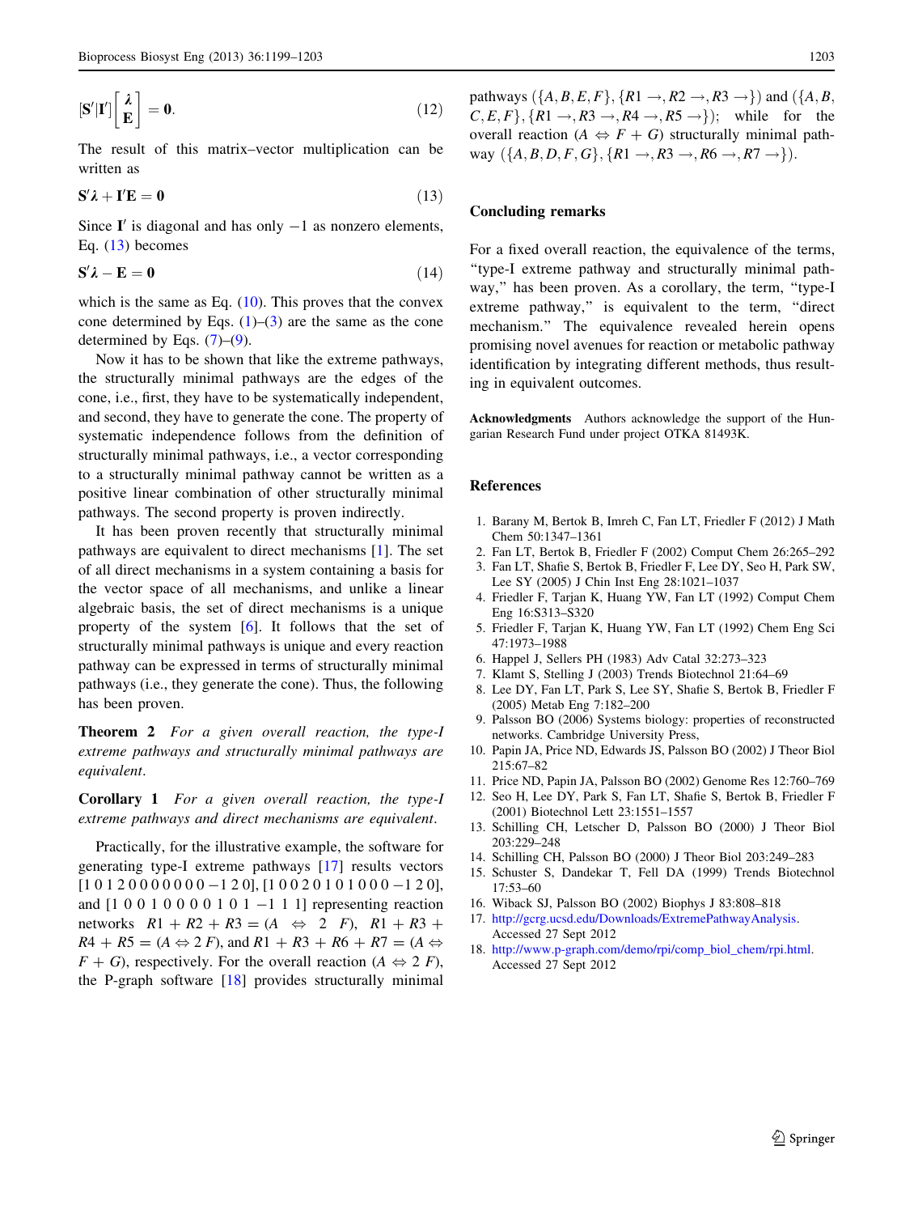$$[\mathbf{S}'|\mathbf{I}']\begin{bmatrix} \boldsymbol{\lambda} \\ \mathbf{E} \end{bmatrix} = \mathbf{0}. \tag{12}$$

The result of this matrix–vector multiplication can be written as

$$\mathbf{S}'\boldsymbol{\lambda} + \mathbf{I}'\mathbf{E} = \mathbf{0} \tag{13}$$

Since $\mathbf{I}'$ is diagonal and has only $-1$ as nonzero elements, Eq. (13) becomes

$$\mathbf{S}'\boldsymbol{\lambda} - \mathbf{E} = \mathbf{0} \tag{14}$$

which is the same as Eq. (10). This proves that the convex cone determined by Eqs. (1)–(3) are the same as the cone determined by Eqs. (7)–(9).

Now it has to be shown that like the extreme pathways, the structurally minimal pathways are the edges of the cone, i.e., first, they have to be systematically independent, and second, they have to generate the cone. The property of systematic independence follows from the definition of structurally minimal pathways, i.e., a vector corresponding to a structurally minimal pathway cannot be written as a positive linear combination of other structurally minimal pathways. The second property is proven indirectly.

It has been proven recently that structurally minimal pathways are equivalent to direct mechanisms [1]. The set of all direct mechanisms in a system containing a basis for the vector space of all mechanisms, and unlike a linear algebraic basis, the set of direct mechanisms is a unique property of the system [6]. It follows that the set of structurally minimal pathways is unique and every reaction pathway can be expressed in terms of structurally minimal pathways (i.e., they generate the cone). Thus, the following has been proven.

**Theorem 2** *For a given overall reaction, the type-I extreme pathways and structurally minimal pathways are equivalent.*

**Corollary 1** *For a given overall reaction, the type-I extreme pathways and direct mechanisms are equivalent.*

Practically, for the illustrative example, the software for generating type-I extreme pathways [17] results vectors [1 0 1 2 0 0 0 0 0 0 0 −1 2 0], [1 0 0 2 0 1 0 1 0 0 0 −1 2 0], and [1 0 0 1 0 0 0 0 1 0 1 −1 1 1] representing reaction networks $R1 + R2 + R3 = (A \Leftrightarrow 2\ F)$, $R1 + R3 + R4 + R5 = (A \Leftrightarrow 2\ F)$, and $R1 + R3 + R6 + R7 = (A \Leftrightarrow F + G)$, respectively. For the overall reaction $(A \Leftrightarrow 2\ F)$, the P-graph software [18] provides structurally minimal pathways $(\{A, B, E, F\}, \{R1 \rightarrow, R2 \rightarrow, R3 \rightarrow\})$ and $(\{A, B, C, E, F\}, \{R1 \rightarrow, R3 \rightarrow, R4 \rightarrow, R5 \rightarrow\})$; while for the overall reaction $(A \Leftrightarrow F + G)$ structurally minimal pathway $(\{A, B, D, F, G\}, \{R1 \rightarrow, R3 \rightarrow, R6 \rightarrow, R7 \rightarrow\})$.

## Concluding remarks

For a fixed overall reaction, the equivalence of the terms, "type-I extreme pathway and structurally minimal pathway," has been proven. As a corollary, the term, "type-I extreme pathway," is equivalent to the term, "direct mechanism." The equivalence revealed herein opens promising novel avenues for reaction or metabolic pathway identification by integrating different methods, thus resulting in equivalent outcomes.

**Acknowledgments** Authors acknowledge the support of the Hungarian Research Fund under project OTKA 81493K.

## References

1. Barany M, Bertok B, Imreh C, Fan LT, Friedler F (2012) J Math Chem 50:1347–1361
2. Fan LT, Bertok B, Friedler F (2002) Comput Chem 26:265–292
3. Fan LT, Shafie S, Bertok B, Friedler F, Lee DY, Seo H, Park SW, Lee SY (2005) J Chin Inst Eng 28:1021–1037
4. Friedler F, Tarjan K, Huang YW, Fan LT (1992) Comput Chem Eng 16:S313–S320
5. Friedler F, Tarjan K, Huang YW, Fan LT (1992) Chem Eng Sci 47:1973–1988
6. Happel J, Sellers PH (1983) Adv Catal 32:273–323
7. Klamt S, Stelling J (2003) Trends Biotechnol 21:64–69
8. Lee DY, Fan LT, Park S, Lee SY, Shafie S, Bertok B, Friedler F (2005) Metab Eng 7:182–200
9. Palsson BO (2006) Systems biology: properties of reconstructed networks. Cambridge University Press,
10. Papin JA, Price ND, Edwards JS, Palsson BO (2002) J Theor Biol 215:67–82
11. Price ND, Papin JA, Palsson BO (2002) Genome Res 12:760–769
12. Seo H, Lee DY, Park S, Fan LT, Shafie S, Bertok B, Friedler F (2001) Biotechnol Lett 23:1551–1557
13. Schilling CH, Letscher D, Palsson BO (2000) J Theor Biol 203:229–248
14. Schilling CH, Palsson BO (2000) J Theor Biol 203:249–283
15. Schuster S, Dandekar T, Fell DA (1999) Trends Biotechnol 17:53–60
16. Wiback SJ, Palsson BO (2002) Biophys J 83:808–818
17. http://gcrg.ucsd.edu/Downloads/ExtremePathwayAnalysis. Accessed 27 Sept 2012
18. http://www.p-graph.com/demo/rpi/comp_biol_chem/rpi.html. Accessed 27 Sept 2012